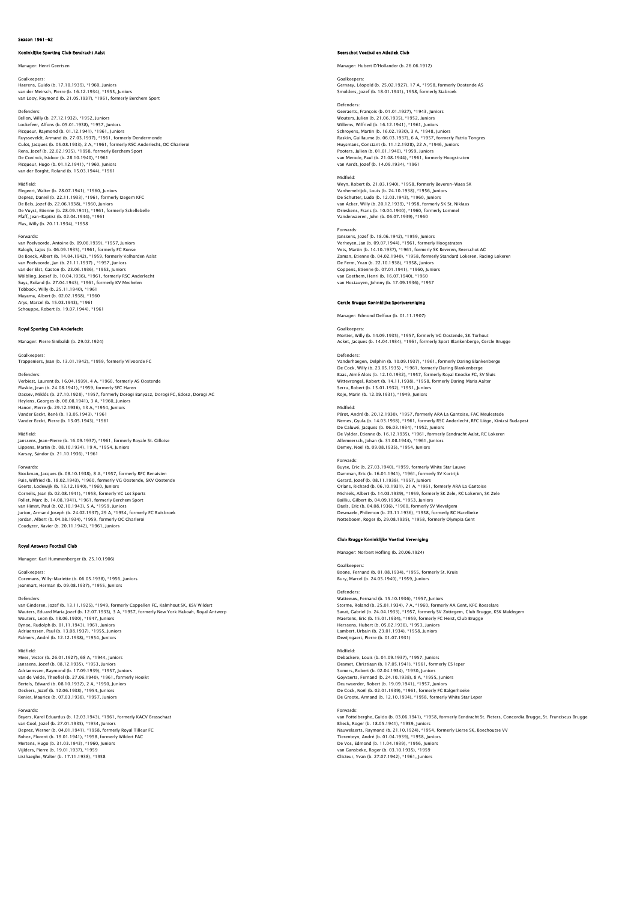# Season 1961-62

## Koninklijke Sporting Club Eendracht Aalst

Manager: Henri Geertsen

Goalkeepers:
Haerens, Guido (b. 17.10.1939), *1960, Juniors
van der Meirsch, Pierre (b. 16.12.1934), *1955, Juniors
van Looy, Raymond (b. 21.05.1937), *1961, formerly Berchem Sport

Defenders:
Bellon, Willy (b. 27.12.1932), *1952, Juniors
Lockefeer, Alfons (b. 05.01.1938), *1957, Juniors
Picqueur, Raymond (b. 01.12.1941), *1961, Juniors
Ruysseveldt, Armand (b. 27.03.1937), *1961, formerly Dendermonde
Culot, Jacques (b. 05.08.1933), 2 A, *1961, formerly RSC Anderlecht, OC Charleroi
Rens, Jozef (b. 22.02.1935), *1958, formerly Berchem Sport
De Coninck, Isidoor (b. 28.10.1940), *1961
Picqueur, Hugo (b. 01.12.1941), *1960, Juniors
van der Borght, Roland (b. 15.03.1944), *1961

Midfield:
Elegeert, Walter (b. 28.07.1941), *1960, Juniors
Deprez, Daniel (b. 22.11.1933), *1961, formerly Izegem KFC
De Bels, Jozef (b. 22.06.1938), *1960, Juniors
De Vuyst, Etienne (b. 28.09.1941), *1961, formerly Schellebelle
Pfaff, Jean-Baptist (b. 02.04.1944), *1961
Plas, Willy (b. 20.11.1934), *1958

Forwards:
van Poelvoorde, Antoine (b. 09.06.1939), *1957, Juniors
Balogh, Lajos (b. 06.09.1935), *1961, formerly FC Ronse
De Boeck, Albert (b. 14.04.1942), *1959, formerly Volharden Aalst
van Poelvoorde, Jan (b. 21.11.1937) , *1957, Juniors
van der Elst, Gaston (b. 23.06.1936), *1953, Juniors
Wölbling, Jozsef (b. 10.04.1936), *1961, formerly RSC Anderlecht
Suys, Roland (b. 27.04.1943), *1961, formerly KV Mechelen
Tobback, Willy (b. 25.11.1940), *1961
Mayama, Albert (b. 02.02.1938), *1960
Arys, Marcel (b. 15.03.1943), *1961
Schouppe, Robert (b. 19.07.1944), *1961

## Royal Sporting Club Anderlecht

Manager: Pierre Sinibaldi (b. 29.02.1924)

Goalkeepers:
Trappeniers, Jean (b. 13.01.1942), *1959, formerly Vilvoorde FC

Defenders:
Verbiest, Laurent (b. 16.04.1939), 4 A, *1960, formerly AS Oostende
Plaskie, Jean (b. 24.08.1941), *1959, formerly SFC Haren
Dacsev, Miklós (b. 27.10.1928), *1957, formerly Dorogi Banyasz, Dorogi FC, Edosz, Dorogi AC
Heylens, Georges (b. 08.08.1941), 3 A, *1960, Juniors
Hanon, Pierre (b. 29.12.1936), 13 A, *1954, Juniors
Vander Eeckt, René (b. 13.05.1943), *1961
Vander Eeckt, Pierre (b. 13.05.1943), *1961

Midfield:
Janssens, Jean-Pierre (b. 16.09.1937), *1961, formerly Royale St. Gilloise
Lippens, Martin (b. 08.10.1934), 19 A, *1954, Juniors
Karsay, Sándor (b. 21.10.1936), *1961

Forwards:
Stockman, Jacques (b. 08.10.1938), 8 A, *1957, formerly RFC Renaisien
Puis, Wilfried (b. 18.02.1943), *1960, formerly VG Oostende, SKV Oostende
Geerts, Lodewijk (b. 13.12.1940), *1960, Juniors
Cornelis, Jean (b. 02.08.1941), *1958, formerly VC Lot Sports
Pollet, Marc (b. 14.08.1941), *1961, formerly Berchem Sport
van Himst, Paul (b. 02.10.1943), 5 A, *1959, Juniors
Jurion, Armand Joseph (b. 24.02.1937), 29 A, *1954, formerly FC Ruisbroek
Jordan, Albert (b. 04.08.1934), *1959, formerly OC Charleroi
Coudyzer, Xavier (b. 20.11.1942), *1961, Juniors

## Royal Antwerp Football Club

Manager: Karl Hummenberger (b. 25.10.1906)

Goalkeepers:
Coremans, Willy-Mariette (b. 06.05.1938), *1956, Juniors
Jeanmart, Herman (b. 09.08.1937), *1955, Juniors

Defenders:
van Ginderen, Jozef (b. 13.11.1925), *1949, formerly Cappellen FC, Kalmhout SK, KSV Wildert
Wauters, Eduard Maria Jozef (b. 12.07.1933), 3 A, *1957, formerly New York Hakoah, Royal Antwerp
Wouters, Leon (b. 18.06.1930), *1947, Juniors
Bynoe, Rudolph (b. 01.11.1943), 1961, Juniors
Adriaenssen, Paul (b. 13.08.1937), *1955, Juniors
Palmers, André (b. 12.12.1938), *1954, Juniors

Midfield:
Mees, Victor (b. 26.01.1927), 68 A, *1944, Juniors
Janssens, Jozef (b. 08.12.1935), *1953, Juniors
Adriaenssen, Raymond (b. 17.09.1939), *1957, Juniors
van de Velde, Theofiel (b. 27.06.1940), *1961, formerly Hooikt
Bertels, Edward (b. 08.10.1932), 2 A, *1950, Juniors
Deckers, Jozef (b. 12.06.1938), *1954, Juniors
Renier, Maurice (b. 07.03.1938), *1957, Juniors

Forwards:
Beyers, Karel Eduardus (b. 12.03.1943), *1961, formerly KACV Brasschaat
van Gool, Jozef (b. 27.01.1935), *1954, Juniors
Deprez, Werner (b. 04.01.1941), *1958, formerly Royal Tilleur FC
Bohez, Florent (b. 19.01.1941), *1958, formerly Wildert FAC
Mertens, Hugo (b. 31.03.1943), *1960, Juniors
Vijlders, Pierre (b. 19.01.1937), *1959
Listhaeghe, Walter (b. 17.11.1938), *1958

## Beerschot Voetbal en Atletiek Club

Manager: Hubert D'Hollander (b. 26.06.1912)

Goalkeepers:
Gernaey, Léopold (b. 25.02.1927), 17 A, *1958, formerly Oostende AS
Smolders, Jozef (b. 18.01.1941), 1958, formerly Stabroek

Defenders:
Geeraerts, François (b. 01.01.1927), *1943, Juniors
Wouters, Julien (b. 21.06.1935), *1952, Juniors
Willems, Wilfried (b. 16.12.1941), *1961, Juniors
Schroyens, Martin (b. 16.02.1930), 3 A, *1948, Juniors
Raskin, Guillaume (b. 06.03.1937), 6 A, *1957, formerly Patria Tongres
Huysmans, Constant (b. 11.12.1928), 22 A, *1946, Juniors
Pooters, Julien (b. 01.01.1940), *1959, Juniors
van Merode, Paul (b. 21.08.1944), *1961, formerly Hoogstraten
van Aerdt, Jozef (b. 14.09.1934), *1961

Midfield:
Weyn, Robert (b. 21.03.1940), *1958, formerly Beveren-Waes SK
Vanhemelrijck, Louis (b. 24.10.1938), *1956, Juniors
De Schutter, Ludo (b. 12.03.1943), *1960, Juniors
van Acker, Willy (b. 20.12.1939), *1958, formerly SK St. Niklaas
Drieskens, Frans (b. 10.04.1940), *1960, formerly Lommel
Vanderwaeren, John (b. 06.07.1939), *1960

Forwards:
Janssens, Jozef (b. 18.06.1942), *1959, Juniors
Verheyen, Jan (b. 09.07.1944), *1961, formerly Hoogstraten
Vets, Martin (b. 14.10.1937), *1961, formerly SK Beveren, Beerschot AC
Zaman, Etienne (b. 04.02.1940), *1958, formerly Standard Lokeren, Racing Lokeren
De Ferm, Yvan (b. 22.10.1938), *1958, Juniors
Coppens, Etienne (b. 07.01.1941), *1960, Juniors
van Goethem, Henri (b. 16.07.1940), *1960
van Hostauyen, Johnny (b. 17.09.1936), *1957

## Cercle Brugge Koninklijke Sportvereniging

Manager: Edmond Delfour (b. 01.11.1907)

Goalkeepers:
Mortier, Willy (b. 14.09.1935), *1957, formerly VG Oostende, SK Torhout
Acket, Jacques (b. 14.04.1934), *1961, formerly Sport Blankenberge, Cercle Brugge

Defenders:
Vanderhaegen, Delphin (b. 10.09.1937), *1961, formerly Daring Blankenberge
De Cock, Willy (b. 23.05.1935) , *1961, formerly Daring Blankenberge
Baas, Aimé Alois (b. 12.10.1932), *1957, formerly Royal Knocke FC, SV Sluis
Wittevrongel, Robert (b. 14.11.1938), *1958, formerly Daring Maria Aalter
Serru, Robert (b. 15.01.1932), *1951, Juniors
Roje, Marin (b. 12.09.1931), *1949, Juniors

Midfield:
Pérot, André (b. 20.12.1930), *1957, formerly ARA La Gantoise, FAC Meulestede
Nemes, Gyula (b. 14.03.1938), *1961, formerly RSC Anderlecht, RFC Liège, Kinizsi Budapest
De Caluwé, Jacques (b. 06.03.1934), *1952, Juniors
De Vylder, Etienne (b. 16.12.1935), *1961, formerly Eendracht Aalst, RC Lokeren
Allemeersch, Johan (b. 31.08.1944), *1961, Juniors
Demey, Noël (b. 09.08.1935), *1954, Juniors

Forwards:
Buyse, Eric (b. 27.03.1940), *1959, formerly White Star Lauwe
Damman, Eric (b. 16.01.1941), *1961, formerly SV Kortrijk
Gerard, Jozef (b. 08.11.1938), *1957, Juniors
Orlans, Richard (b. 06.10.1931), 21 A, *1961, formerly ARA La Gantoise
Michiels, Albert (b. 14.03.1939), *1959, formerly SK Zele, RC Lokeren, SK Zele
Bailliu, Gilbert (b. 04.09.1936), *1953, Juniors
Daels, Eric (b. 04.08.1936), *1960, formerly SV Wevelgem
Desmaele, Philemon (b. 23.11.1936), *1958, formerly RC Harelbeke
Notteboom, Roger (b, 29.08.1935), *1958, formerly Olympia Gent

## Club Brugge Koninklijke Voetbal Vereniging

Manager: Norbert Höfling (b. 20.06.1924)

Goalkeepers:
Boone, Fernand (b. 01.08.1934), *1955, formerly St. Kruis
Bury, Marcel (b. 24.05.1940), *1959, Juniors

Defenders:
Watteeuw, Fernand (b. 15.10.1936), *1957, Juniors
Storme, Roland (b. 25.01.1934), 7 A, *1960, formerly AA Gent, KFC Roeselare
Savat, Gabriel (b. 24.04.1933), *1957, formerly SV Zottegem, Club Brugge, KSK Maldegem
Maertens, Eric (b. 15.01.1934), *1959, formerly FC Heist, Club Brugge
Herssens, Hubert (b. 05.02.1936), *1953, Juniors
Lambert, Urbain (b. 23.01.1934), *1958, Juniors
Dewijngaert, Pierre (b. 01.07.1931)

Midfield:
Debackere, Louis (b. 01.09.1937), *1957, Juniors
Desmet, Christiaan (b. 17.05.1941), *1961, formerly CS Ieper
Somers, Robert (b. 02.04.1934), *1950, Juniors
Goyvaerts, Fernand (b. 24.10.1938), 8 A, *1955, Juniors
Deurwaerder, Robert (b. 19.09.1941), *1957, Juniors
De Cock, Noël (b. 02.01.1939), *1961, formerly FC Balgerhoeke
De Groote, Armand (b. 12.10.1934), *1958, formerly White Star Leper

Forwards:
van Pottelberghe, Guido (b. 03.06.1941), *1958, formerly Eendracht St. Pieters, Concordia Brugge, St. Franciscus Brugge
Blieck, Roger (b. 18.05.1941), *1959, Juniors
Nauwelaerts, Raymond (b. 21.10.1924), *1954, formerly Lierse SK, Boechoutse VV
Tierenteyn, André (b. 01.04.1939), *1958, Juniors
De Vos, Edmond (b. 11.04.1939), *1956, Juniors
van Gansbeke, Roger (b. 03.10.1935), *1959
Clicteur, Yvan (b. 27.07.1942), *1961, Juniors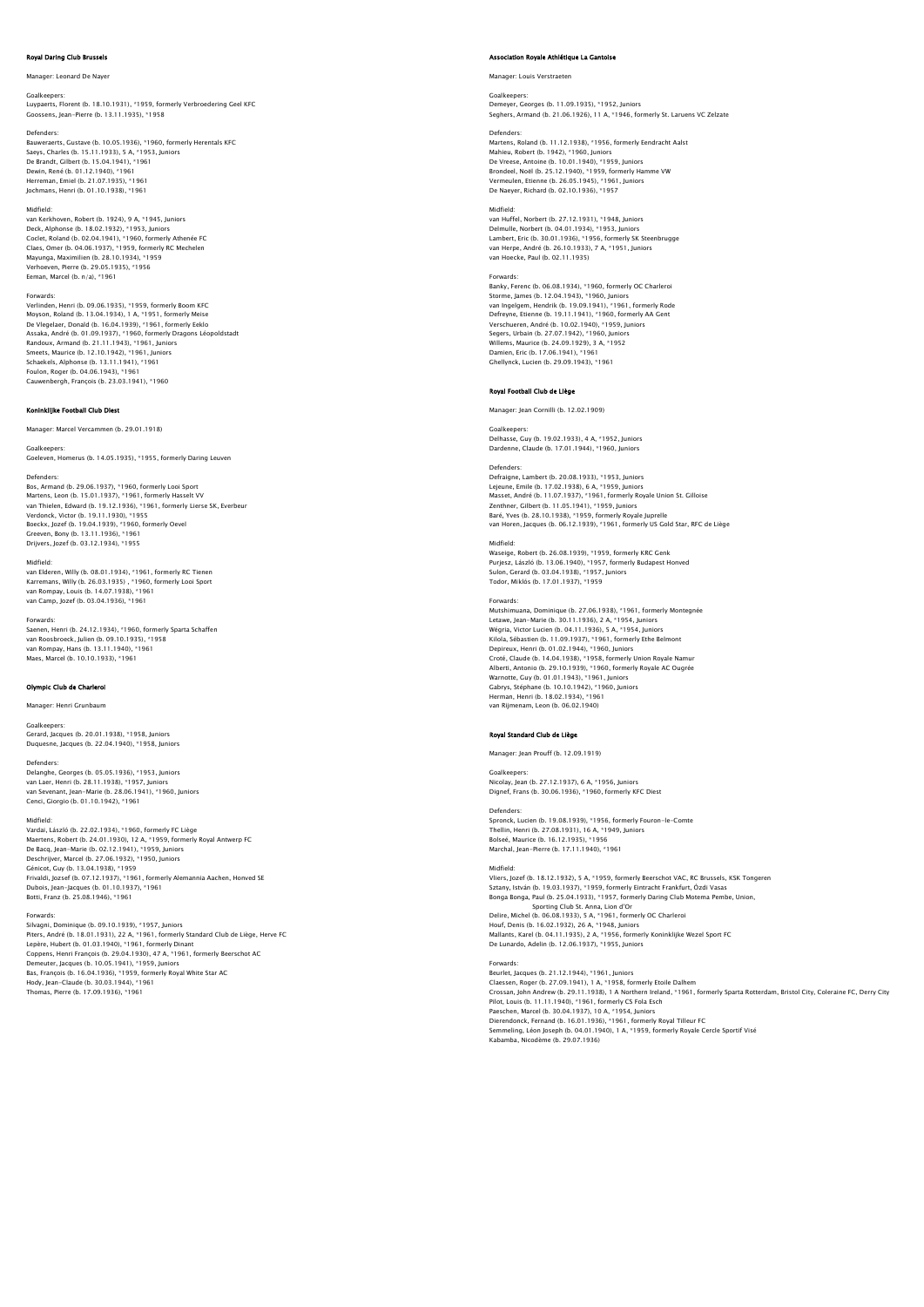#### Royal Daring Club Brussels

Manager: Leonard De Nayer

Goalkeepers:
Luypaerts, Florent (b. 18.10.1931), *1959, formerly Verbroedering Geel KFC
Goossens, Jean-Pierre (b. 13.11.1935), *1958

Defenders:
Bauweraerts, Gustave (b. 10.05.1936), *1960, formerly Herentals KFC
Saeys, Charles (b. 15.11.1933), 5 A, *1953, Juniors
De Brandt, Gilbert (b. 15.04.1941), *1961
Dewin, René (b. 01.12.1940), *1961
Herreman, Emiel (b. 21.07.1935), *1961
Jochmans, Henri (b. 01.10.1938), *1961

Midfield:
van Kerkhoven, Robert (b. 1924), 9 A, *1945, Juniors
Deck, Alphonse (b. 18.02.1932), *1953, Juniors
Coclet, Roland (b. 02.04.1941), *1960, formerly Athenée FC
Claes, Omer (b. 04.06.1937), *1959, formerly RC Mechelen
Mayunga, Maximilien (b. 28.10.1934), *1959
Verhoeven, Pierre (b. 29.05.1935), *1956
Eeman, Marcel (b. n/a), *1961

Forwards:
Verlinden, Henri (b. 09.06.1935), *1959, formerly Boom KFC
Moyson, Roland (b. 13.04.1934), 1 A, *1951, formerly Meise
De Vlegelaer, Donald (b. 16.04.1939), *1961, formerly Eeklo
Assaka, André (b. 01.09.1937), *1960, formerly Dragons Léopoldstadt
Randoux, Armand (b. 21.11.1943), *1961, Juniors
Smeets, Maurice (b. 12.10.1942), *1961, Juniors
Schaekels, Alphonse (b. 13.11.1941), *1961
Foulon, Roger (b. 04.06.1943), *1961
Cauwenbergh, François (b. 23.03.1941), *1960

#### Koninklijke Football Club Diest

Manager: Marcel Vercammen (b. 29.01.1918)

Goalkeepers:
Goeleven, Homerus (b. 14.05.1935), *1955, formerly Daring Leuven

Defenders:
Bos, Armand (b. 29.06.1937), *1960, formerly Looi Sport
Martens, Leon (b. 15.01.1937), *1961, formerly Hasselt VV
van Thielen, Edward (b. 19.12.1936), *1961, formerly Lierse SK, Everbeur
Verdonck, Victor (b. 19.11.1930), *1955
Boeckx, Jozef (b. 19.04.1939), *1960, formerly Oevel
Greeven, Bony (b. 13.11.1936), *1961
Drijvers, Jozef (b. 03.12.1934), *1955

Midfield:
van Elderen, Willy (b. 08.01.1934), *1961, formerly RC Tienen
Karremans, Willy (b. 26.03.1935) , *1960, formerly Looi Sport
van Rompay, Louis (b. 14.07.1938), *1961
van Camp, Jozef (b. 03.04.1936), *1961

Forwards:
Saenen, Henri (b. 24.12.1934), *1960, formerly Sparta Schaffen
van Roosbroeck, Julien (b. 09.10.1935), *1958
van Rompay, Hans (b. 13.11.1940), *1961
Maes, Marcel (b. 10.10.1933), *1961

#### Olympic Club de Charleroi

Manager: Henri Grunbaum

Goalkeepers:
Gerard, Jacques (b. 20.01.1938), *1958, Juniors
Duquesne, Jacques (b. 22.04.1940), *1958, Juniors

Defenders:
Delanghe, Georges (b. 05.05.1936), *1953, Juniors
van Laer, Henri (b. 28.11.1938), *1957, Juniors
van Sevenant, Jean-Marie (b. 28.06.1941), *1960, Juniors
Cenci, Giorgio (b. 01.10.1942), *1961

Midfield:
Vardai, László (b. 22.02.1934), *1960, formerly FC Liège
Maertens, Robert (b. 24.01.1930), 12 A, *1959, formerly Royal Antwerp FC
De Bacq, Jean-Marie (b. 02.12.1941), *1959, Juniors
Deschrijver, Marcel (b. 27.06.1932), *1950, Juniors
Génicot, Guy (b. 13.04.1938), *1959
Frivaldi, Jozsef (b. 07.12.1937), *1961, formerly Alemannia Aachen, Honved SE
Dubois, Jean-Jacques (b. 01.10.1937), *1961
Botti, Franz (b. 25.08.1946), *1961

Forwards:
Silvagni, Dominique (b. 09.10.1939), *1957, Juniors
Piters, André (b. 18.01.1931), 22 A, *1961, formerly Standard Club de Liège, Herve FC
Lepère, Hubert (b. 01.03.1940), *1961, formerly Dinant
Coppens, Henri François (b. 29.04.1930), 47 A, *1961, formerly Beerschot AC
Demeuter, Jacques (b. 10.05.1941), *1959, Juniors
Bas, François (b. 16.04.1936), *1959, formerly Royal White Star AC
Hody, Jean-Claude (b. 30.03.1944), *1961
Thomas, Pierre (b. 17.09.1936), *1961

#### Association Royale Athlétique La Gantoise

Manager: Louis Verstraeten

Goalkeepers:
Demeyer, Georges (b. 11.09.1935), *1952, Juniors
Seghers, Armand (b. 21.06.1926), 11 A, *1946, formerly St. Laruens VC Zelzate

Defenders:
Martens, Roland (b. 11.12.1938), *1956, formerly Eendracht Aalst
Mahieu, Robert (b. 1942), *1960, Juniors
De Vreese, Antoine (b. 10.01.1940), *1959, Juniors
Brondeel, Noël (b. 25.12.1940), *1959, formerly Hamme VW
Vermeulen, Etienne (b. 26.05.1945), *1961, Juniors
De Naeyer, Richard (b. 02.10.1936), *1957

Midfield:
van Huffel, Norbert (b. 27.12.1931), *1948, Juniors
Delmulle, Norbert (b. 04.01.1934), *1953, Juniors
Lambert, Eric (b. 30.01.1936), *1956, formerly SK Steenbrugge
van Herpe, André (b. 26.10.1933), 7 A, *1951, Juniors
van Hoecke, Paul (b. 02.11.1935)

Forwards:
Banky, Ferenc (b. 06.08.1934), *1960, formerly OC Charleroi
Storme, James (b. 12.04.1943), *1960, Juniors
van Ingelgem, Hendrik (b. 19.09.1941), *1961, formerly Rode
Defreyne, Etienne (b. 19.11.1941), *1960, formerly AA Gent
Verschueren, André (b. 10.02.1940), *1959, Juniors
Segers, Urbain (b. 27.07.1942), *1960, Juniors
Willems, Maurice (b. 24.09.1929), 3 A, *1952
Damien, Eric (b. 17.06.1941), *1961
Ghellynck, Lucien (b. 29.09.1943), *1961

#### Royal Football Club de Liège

Manager: Jean Cornilli (b. 12.02.1909)

Goalkeepers:
Delhasse, Guy (b. 19.02.1933), 4 A, *1952, Juniors
Dardenne, Claude (b. 17.01.1944), *1960, Juniors

Defenders:
Defraigne, Lambert (b. 20.08.1933), *1953, Juniors
Lejeune, Emile (b. 17.02.1938), 6 A, *1959, Juniors
Masset, André (b. 11.07.1937), *1961, formerly Royale Union St. Gilloise
Zenthner, Gilbert (b. 11.05.1941), *1959, Juniors
Baré, Yves (b. 28.10.1938), *1959, formerly Royale Juprelle
van Horen, Jacques (b. 06.12.1939), *1961, formerly US Gold Star, RFC de Liège

Midfield:
Waseige, Robert (b. 26.08.1939), *1959, formerly KRC Genk
Purjesz, László (b. 13.06.1940), *1957, formerly Budapest Honved
Sulon, Gerard (b. 03.04.1938), *1957, Juniors
Todor, Miklós (b. 17.01.1937), *1959

Forwards:
Mutshimuana, Dominique (b. 27.06.1938), *1961, formerly Montegnée
Letawe, Jean-Marie (b. 30.11.1936), 2 A, *1954, Juniors
Wégria, Victor Lucien (b. 04.11.1936), 5 A, *1954, Juniors
Kilola, Sébastien (b. 11.09.1937), *1961, formerly Ethe Belmont
Depireux, Henri (b. 01.02.1944), *1960, Juniors
Croté, Claude (b. 14.04.1938), *1958, formerly Union Royale Namur
Alberti, Antonio (b. 29.10.1939), *1960, formerly Royale AC Ougrée
Warnotte, Guy (b. 01.01.1943), *1961, Juniors
Gabrys, Stéphane (b. 10.10.1942), *1960, Juniors
Herman, Henri (b. 18.02.1934), *1961
van Rijmenam, Leon (b. 06.02.1940)

#### Royal Standard Club de Liège

Manager: Jean Prouff (b. 12.09.1919)

Goalkeepers:
Nicolay, Jean (b. 27.12.1937), 6 A, *1956, Juniors
Dignef, Frans (b. 30.06.1936), *1960, formerly KFC Diest

Defenders:
Spronck, Lucien (b. 19.08.1939), *1956, formerly Fouron-le-Comte
Thellin, Henri (b. 27.08.1931), 16 A, *1949, Juniors
Bolseé, Maurice (b. 16.12.1935), *1956
Marchal, Jean-Pierre (b. 17.11.1940), *1961

Midfield:
Vliers, Jozef (b. 18.12.1932), 5 A, *1959, formerly Beerschot VAC, RC Brussels, KSK Tongeren
Sztany, István (b. 19.03.1937), *1959, formerly Eintracht Frankfurt, Ózdi Vasas
Bonga Bonga, Paul (b. 25.04.1933), *1957, formerly Daring Club Motema Pembe, Union, Sporting Club St. Anna, Lion d'Or
Delire, Michel (b. 06.08.1933), 5 A, *1961, formerly OC Charleroi
Houf, Denis (b. 16.02.1932), 26 A, *1948, Juniors
Mallants, Karel (b. 04.11.1935), 2 A, *1956, formerly Koninklijke Wezel Sport FC
De Lunardo, Adelin (b. 12.06.1937), *1955, Juniors

Forwards:
Beurlet, Jacques (b. 21.12.1944), *1961, Juniors
Claessen, Roger (b. 27.09.1941), 1 A, *1958, formerly Etoile Dalhem
Crossan, John Andrew (b. 29.11.1938), 1 A Northern Ireland, *1961, formerly Sparta Rotterdam, Bristol City, Coleraine FC, Derry City
Pilot, Louis (b. 11.11.1940), *1961, formerly CS Fola Esch
Paeschen, Marcel (b. 30.04.1937), 10 A, *1954, Juniors
Dierendonck, Fernand (b. 16.01.1936), *1961, formerly Royal Tilleur FC
Semmeling, Léon Joseph (b. 04.01.1940), 1 A, *1959, formerly Royale Cercle Sportif Visé
Kabamba, Nicodème (b. 29.07.1936)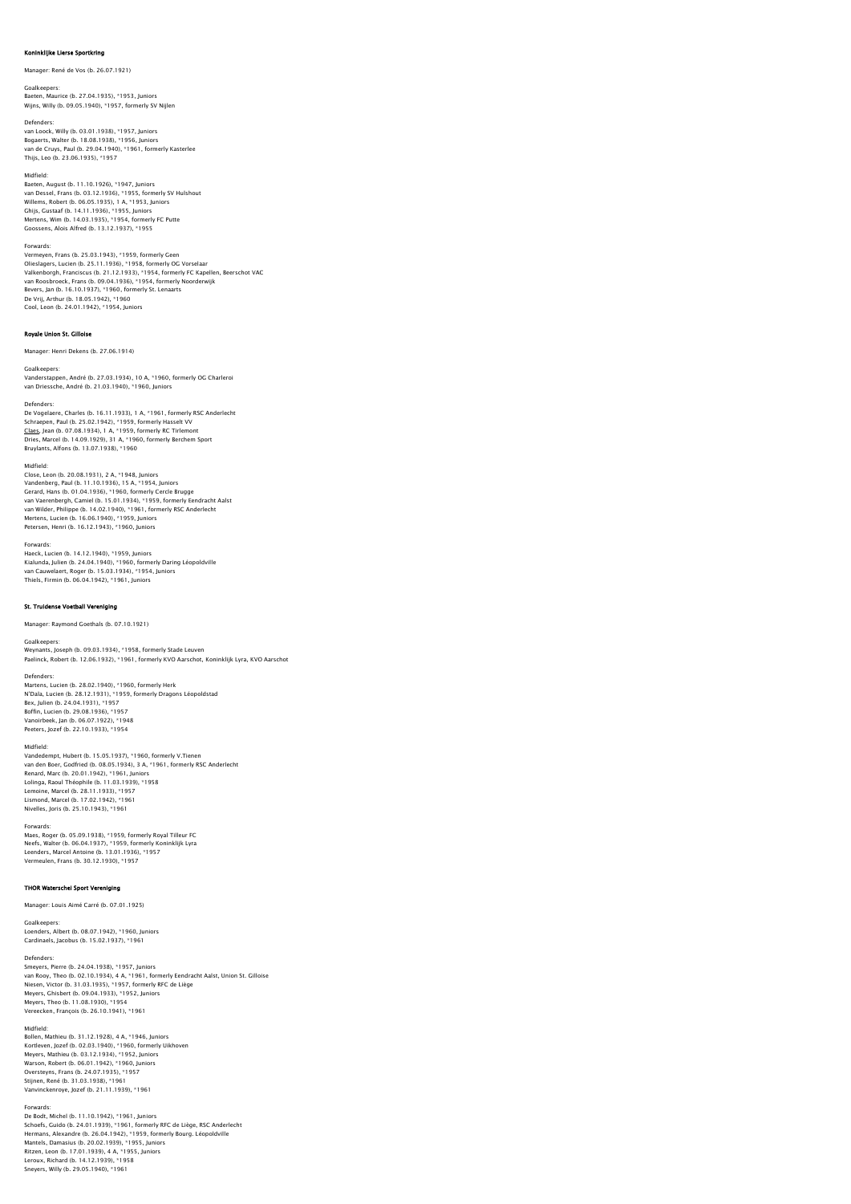#### Koninklijke Lierse Sportkring

Manager: René de Vos (b. 26.07.1921)

Goalkeepers:
Baeten, Maurice (b. 27.04.1935), *1953, Juniors
Wijns, Willy (b. 09.05.1940), *1957, formerly SV Nijlen

Defenders:
van Loock, Willy (b. 03.01.1938), *1957, Juniors
Bogaerts, Walter (b. 18.08.1938), *1956, Juniors
van de Cruys, Paul (b. 29.04.1940), *1961, formerly Kasterlee
Thijs, Leo (b. 23.06.1935), *1957

Midfield:
Baeten, August (b. 11.10.1926), *1947, Juniors
van Dessel, Frans (b. 03.12.1936), *1955, formerly SV Hulshout
Willems, Robert (b. 06.05.1935), 1 A, *1953, Juniors
Ghijs, Gustaaf (b. 14.11.1936), *1955, Juniors
Mertens, Wim (b. 14.03.1935), *1954, formerly FC Putte
Goossens, Alois Alfred (b. 13.12.1937), *1955

Forwards:
Vermeyen, Frans (b. 25.03.1943), *1959, formerly Geen
Olieslagers, Lucien (b. 25.11.1936), *1958, formerly OG Vorselaar
Valkenborgh, Franciscus (b. 21.12.1933), *1954, formerly FC Kapellen, Beerschot VAC
van Roosbroeck, Frans (b. 09.04.1936), *1954, formerly Noorderwijk
Bevers, Jan (b. 16.10.1937), *1960, formerly St. Lenaarts
De Vrij, Arthur (b. 18.05.1942), *1960
Cool, Leon (b. 24.01.1942), *1954, Juniors

#### Royale Union St. Gilloise

Manager: Henri Dekens (b. 27.06.1914)

Goalkeepers:
Vanderstappen, André (b. 27.03.1934), 10 A, *1960, formerly OG Charleroi
van Driessche, André (b. 21.03.1940), *1960, Juniors

Defenders:
De Vogelaere, Charles (b. 16.11.1933), 1 A, *1961, formerly RSC Anderlecht
Schraepen, Paul (b. 25.02.1942), *1959, formerly Hasselt VV
Claes, Jean (b. 07.08.1934), 1 A, *1959, formerly RC Tirlemont
Dries, Marcel (b. 14.09.1929), 31 A, *1960, formerly Berchem Sport
Bruylants, Alfons (b. 13.07.1938), *1960

Midfield:
Close, Leon (b. 20.08.1931), 2 A, *1948, Juniors
Vandenberg, Paul (b. 11.10.1936), 15 A, *1954, Juniors
Gerard, Hans (b. 01.04.1936), *1960, formerly Cercle Brugge
van Vaerenbergh, Camiel (b. 15.01.1934), *1959, formerly Eendracht Aalst
van Wilder, Philippe (b. 14.02.1940), *1961, formerly RSC Anderlecht
Mertens, Lucien (b. 16.06.1940), *1959, Juniors
Petersen, Henri (b. 16.12.1943), *1960, Juniors

Forwards:
Haeck, Lucien (b. 14.12.1940), *1959, Juniors
Kialunda, Julien (b. 24.04.1940), *1960, formerly Daring Léopoldville
van Cauwelaert, Roger (b. 15.03.1934), *1954, Juniors
Thiels, Firmin (b. 06.04.1942), *1961, Juniors

#### St. Truidense Voetball Vereniging

Manager: Raymond Goethals (b. 07.10.1921)

Goalkeepers:
Weynants, Joseph (b. 09.03.1934), *1958, formerly Stade Leuven
Paelinck, Robert (b. 12.06.1932), *1961, formerly KVO Aarschot, Koninklijk Lyra, KVO Aarschot

Defenders:
Martens, Lucien (b. 28.02.1940), *1960, formerly Herk
N'Dala, Lucien (b. 28.12.1931), *1959, formerly Dragons Léopoldstad
Bex, Julien (b. 24.04.1931), *1957
Boffin, Lucien (b. 29.08.1936), *1957
Vanoirbeek, Jan (b. 06.07.1922), *1948
Peeters, Jozef (b. 22.10.1933), *1954

Midfield:
Vandedempt, Hubert (b. 15.05.1937), *1960, formerly V.Tienen
van den Boer, Godfried (b. 08.05.1934), 3 A, *1961, formerly RSC Anderlecht
Renard, Marc (b. 20.01.1942), *1961, Juniors
Lolinga, Raoul Théophile (b. 11.03.1939), *1958
Lemoine, Marcel (b. 28.11.1933), *1957
Lismond, Marcel (b. 17.02.1942), *1961
Nivelles, Joris (b. 25.10.1943), *1961

Forwards:
Maes, Roger (b. 05.09.1938), *1959, formerly Royal Tilleur FC
Neefs, Walter (b. 06.04.1937), *1959, formerly Koninklijk Lyra
Leenders, Marcel Antoine (b. 13.01.1936), *1957
Vermeulen, Frans (b. 30.12.1930), *1957

#### THOR Waterschei Sport Vereniging

Manager: Louis Aimé Carré (b. 07.01.1925)

Goalkeepers:
Loenders, Albert (b. 08.07.1942), *1960, Juniors
Cardinaels, Jacobus (b. 15.02.1937), *1961

Defenders:
Smeyers, Pierre (b. 24.04.1938), *1957, Juniors
van Rooy, Theo (b. 02.10.1934), 4 A, *1961, formerly Eendracht Aalst, Union St. Gilloise
Niesen, Victor (b. 31.03.1935), *1957, formerly RFC de Liège
Meyers, Ghisbert (b. 09.04.1933), *1952, Juniors
Meyers, Theo (b. 11.08.1930), *1954
Vereecken, François (b. 26.10.1941), *1961

Midfield:
Bollen, Mathieu (b. 31.12.1928), 4 A, *1946, Juniors
Kortleven, Jozef (b. 02.03.1940), *1960, formerly Uikhoven
Meyers, Mathieu (b. 03.12.1934), *1952, Juniors
Warson, Robert (b. 06.01.1942), *1960, Juniors
Oversteyns, Frans (b. 24.07.1935), *1957
Stijnen, René (b. 31.03.1938), *1961
Vanvinckenroye, Jozef (b. 21.11.1939), *1961

Forwards:
De Bodt, Michel (b. 11.10.1942), *1961, Juniors
Schoefs, Guido (b. 24.01.1939), *1961, formerly RFC de Liège, RSC Anderlecht
Hermans, Alexandre (b. 26.04.1942), *1959, formerly Bourg. Léopoldville
Mantels, Damasius (b. 20.02.1939), *1955, Juniors
Ritzen, Leon (b. 17.01.1939), 4 A, *1955, Juniors
Leroux, Richard (b. 14.12.1939), *1958
Sneyers, Willy (b. 29.05.1940), *1961